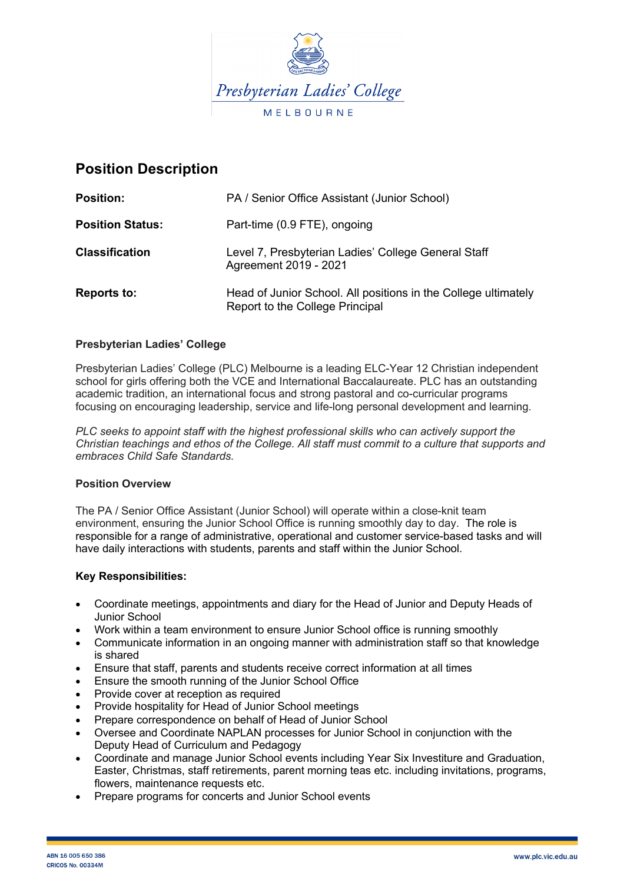Presbyterian Ladies' College

MELBOURNE

# Position Description

| | |
|---|---|
| **Position:** | PA / Senior Office Assistant (Junior School) |
| **Position Status:** | Part-time (0.9 FTE), ongoing |
| **Classification** | Level 7, Presbyterian Ladies' College General Staff Agreement 2019 - 2021 |
| **Reports to:** | Head of Junior School. All positions in the College ultimately Report to the College Principal |

### Presbyterian Ladies' College

Presbyterian Ladies' College (PLC) Melbourne is a leading ELC-Year 12 Christian independent school for girls offering both the VCE and International Baccalaureate. PLC has an outstanding academic tradition, an international focus and strong pastoral and co-curricular programs focusing on encouraging leadership, service and life-long personal development and learning.

*PLC seeks to appoint staff with the highest professional skills who can actively support the Christian teachings and ethos of the College. All staff must commit to a culture that supports and embraces Child Safe Standards.*

### Position Overview

The PA / Senior Office Assistant (Junior School) will operate within a close-knit team environment, ensuring the Junior School Office is running smoothly day to day. The role is responsible for a range of administrative, operational and customer service-based tasks and will have daily interactions with students, parents and staff within the Junior School.

### Key Responsibilities:

- Coordinate meetings, appointments and diary for the Head of Junior and Deputy Heads of Junior School
- Work within a team environment to ensure Junior School office is running smoothly
- Communicate information in an ongoing manner with administration staff so that knowledge is shared
- Ensure that staff, parents and students receive correct information at all times
- Ensure the smooth running of the Junior School Office
- Provide cover at reception as required
- Provide hospitality for Head of Junior School meetings
- Prepare correspondence on behalf of Head of Junior School
- Oversee and Coordinate NAPLAN processes for Junior School in conjunction with the Deputy Head of Curriculum and Pedagogy
- Coordinate and manage Junior School events including Year Six Investiture and Graduation, Easter, Christmas, staff retirements, parent morning teas etc. including invitations, programs, flowers, maintenance requests etc.
- Prepare programs for concerts and Junior School events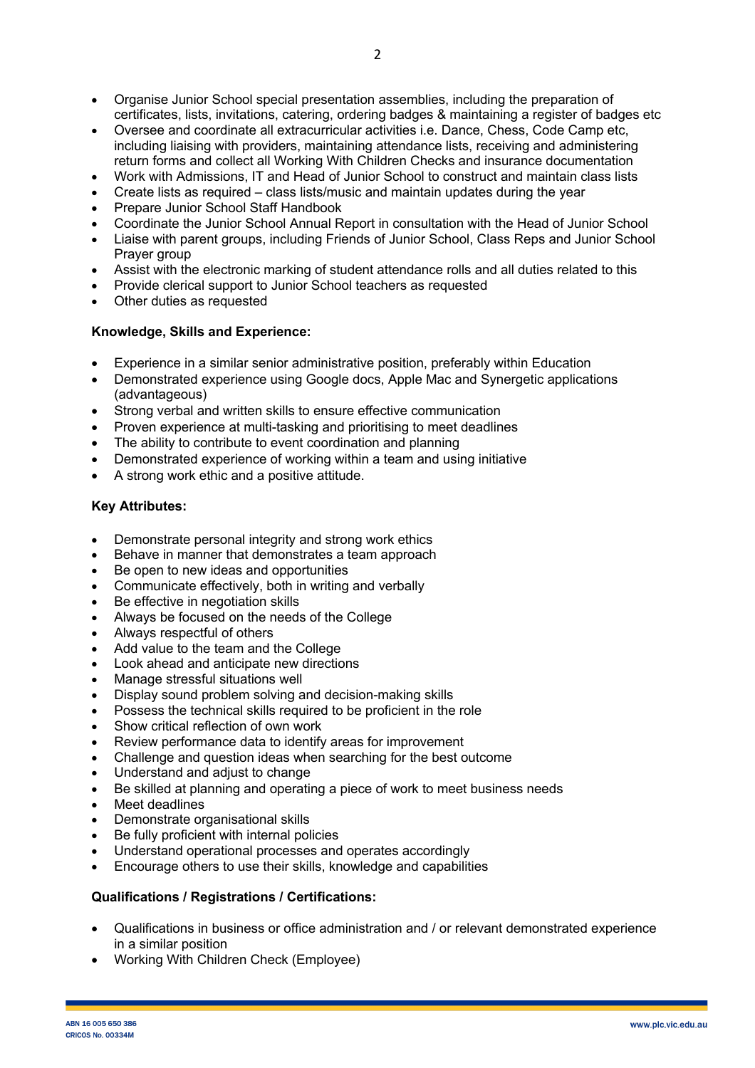- Organise Junior School special presentation assemblies, including the preparation of certificates, lists, invitations, catering, ordering badges & maintaining a register of badges etc
- Oversee and coordinate all extracurricular activities i.e. Dance, Chess, Code Camp etc, including liaising with providers, maintaining attendance lists, receiving and administering return forms and collect all Working With Children Checks and insurance documentation
- Work with Admissions, IT and Head of Junior School to construct and maintain class lists
- Create lists as required – class lists/music and maintain updates during the year
- Prepare Junior School Staff Handbook
- Coordinate the Junior School Annual Report in consultation with the Head of Junior School
- Liaise with parent groups, including Friends of Junior School, Class Reps and Junior School Prayer group
- Assist with the electronic marking of student attendance rolls and all duties related to this
- Provide clerical support to Junior School teachers as requested
- Other duties as requested

**Knowledge, Skills and Experience:**

- Experience in a similar senior administrative position, preferably within Education
- Demonstrated experience using Google docs, Apple Mac and Synergetic applications (advantageous)
- Strong verbal and written skills to ensure effective communication
- Proven experience at multi-tasking and prioritising to meet deadlines
- The ability to contribute to event coordination and planning
- Demonstrated experience of working within a team and using initiative
- A strong work ethic and a positive attitude.

**Key Attributes:**

- Demonstrate personal integrity and strong work ethics
- Behave in manner that demonstrates a team approach
- Be open to new ideas and opportunities
- Communicate effectively, both in writing and verbally
- Be effective in negotiation skills
- Always be focused on the needs of the College
- Always respectful of others
- Add value to the team and the College
- Look ahead and anticipate new directions
- Manage stressful situations well
- Display sound problem solving and decision-making skills
- Possess the technical skills required to be proficient in the role
- Show critical reflection of own work
- Review performance data to identify areas for improvement
- Challenge and question ideas when searching for the best outcome
- Understand and adjust to change
- Be skilled at planning and operating a piece of work to meet business needs
- Meet deadlines
- Demonstrate organisational skills
- Be fully proficient with internal policies
- Understand operational processes and operates accordingly
- Encourage others to use their skills, knowledge and capabilities

**Qualifications / Registrations / Certifications:**

- Qualifications in business or office administration and / or relevant demonstrated experience in a similar position
- Working With Children Check (Employee)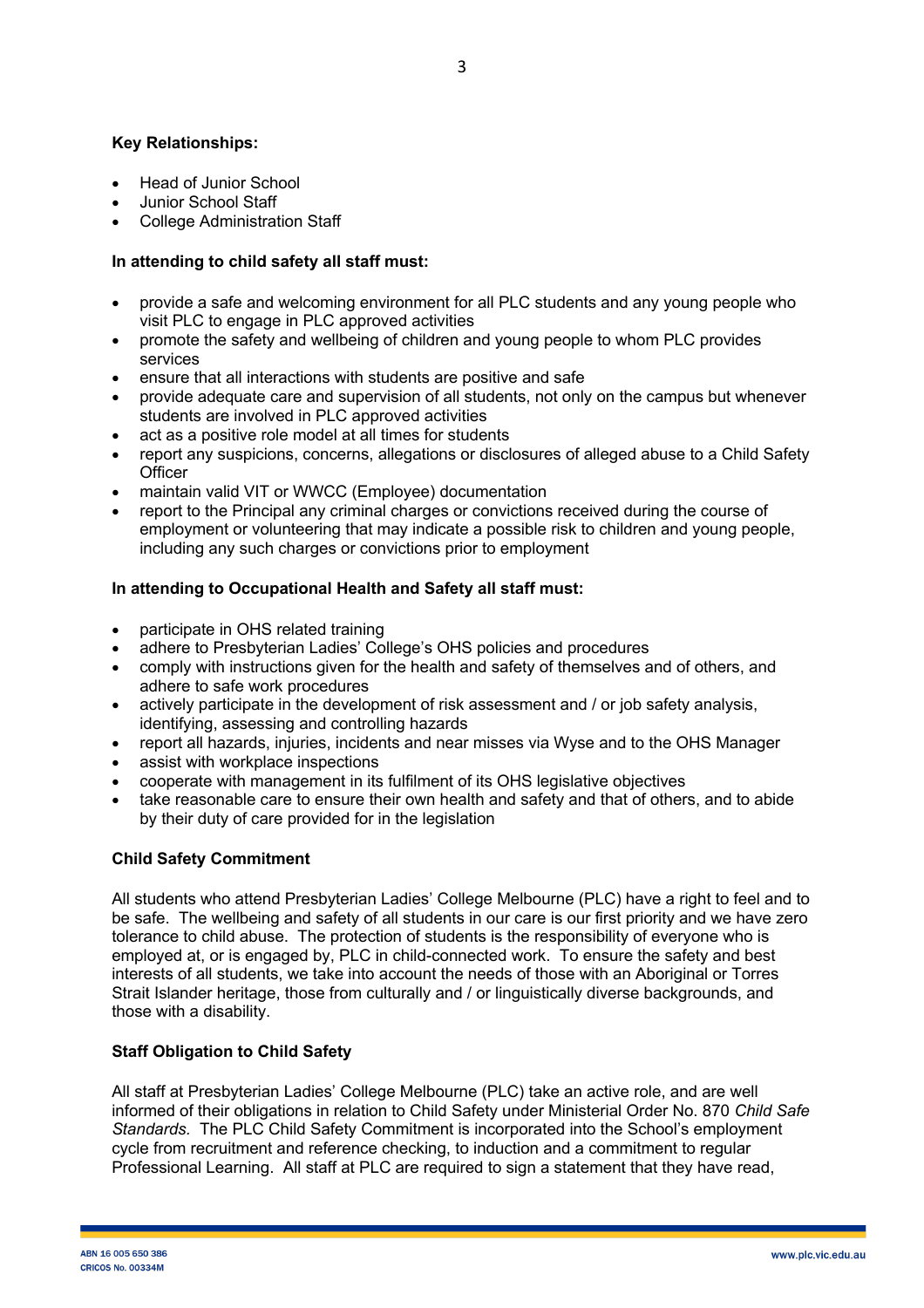**Key Relationships:**

- Head of Junior School
- Junior School Staff
- College Administration Staff

**In attending to child safety all staff must:**

- provide a safe and welcoming environment for all PLC students and any young people who visit PLC to engage in PLC approved activities
- promote the safety and wellbeing of children and young people to whom PLC provides services
- ensure that all interactions with students are positive and safe
- provide adequate care and supervision of all students, not only on the campus but whenever students are involved in PLC approved activities
- act as a positive role model at all times for students
- report any suspicions, concerns, allegations or disclosures of alleged abuse to a Child Safety Officer
- maintain valid VIT or WWCC (Employee) documentation
- report to the Principal any criminal charges or convictions received during the course of employment or volunteering that may indicate a possible risk to children and young people, including any such charges or convictions prior to employment

**In attending to Occupational Health and Safety all staff must:**

- participate in OHS related training
- adhere to Presbyterian Ladies' College's OHS policies and procedures
- comply with instructions given for the health and safety of themselves and of others, and adhere to safe work procedures
- actively participate in the development of risk assessment and / or job safety analysis, identifying, assessing and controlling hazards
- report all hazards, injuries, incidents and near misses via Wyse and to the OHS Manager
- assist with workplace inspections
- cooperate with management in its fulfilment of its OHS legislative objectives
- take reasonable care to ensure their own health and safety and that of others, and to abide by their duty of care provided for in the legislation

**Child Safety Commitment**

All students who attend Presbyterian Ladies' College Melbourne (PLC) have a right to feel and to be safe. The wellbeing and safety of all students in our care is our first priority and we have zero tolerance to child abuse. The protection of students is the responsibility of everyone who is employed at, or is engaged by, PLC in child-connected work. To ensure the safety and best interests of all students, we take into account the needs of those with an Aboriginal or Torres Strait Islander heritage, those from culturally and / or linguistically diverse backgrounds, and those with a disability.

**Staff Obligation to Child Safety**

All staff at Presbyterian Ladies' College Melbourne (PLC) take an active role, and are well informed of their obligations in relation to Child Safety under Ministerial Order No. 870 *Child Safe Standards.* The PLC Child Safety Commitment is incorporated into the School's employment cycle from recruitment and reference checking, to induction and a commitment to regular Professional Learning. All staff at PLC are required to sign a statement that they have read,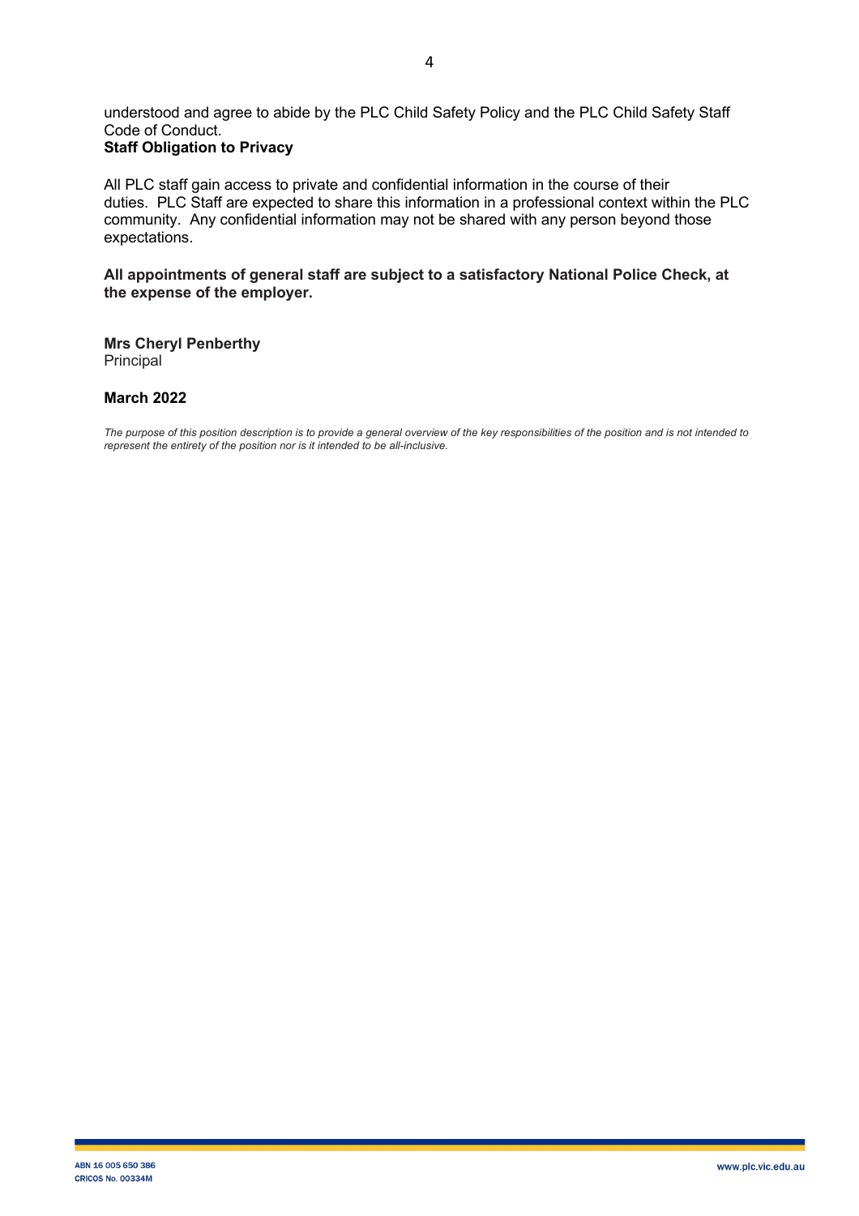understood and agree to abide by the PLC Child Safety Policy and the PLC Child Safety Staff Code of Conduct.

**Staff Obligation to Privacy**

All PLC staff gain access to private and confidential information in the course of their duties. PLC Staff are expected to share this information in a professional context within the PLC community. Any confidential information may not be shared with any person beyond those expectations.

**All appointments of general staff are subject to a satisfactory National Police Check, at the expense of the employer.**

**Mrs Cheryl Penberthy**
Principal

**March 2022**

*The purpose of this position description is to provide a general overview of the key responsibilities of the position and is not intended to represent the entirety of the position nor is it intended to be all-inclusive.*